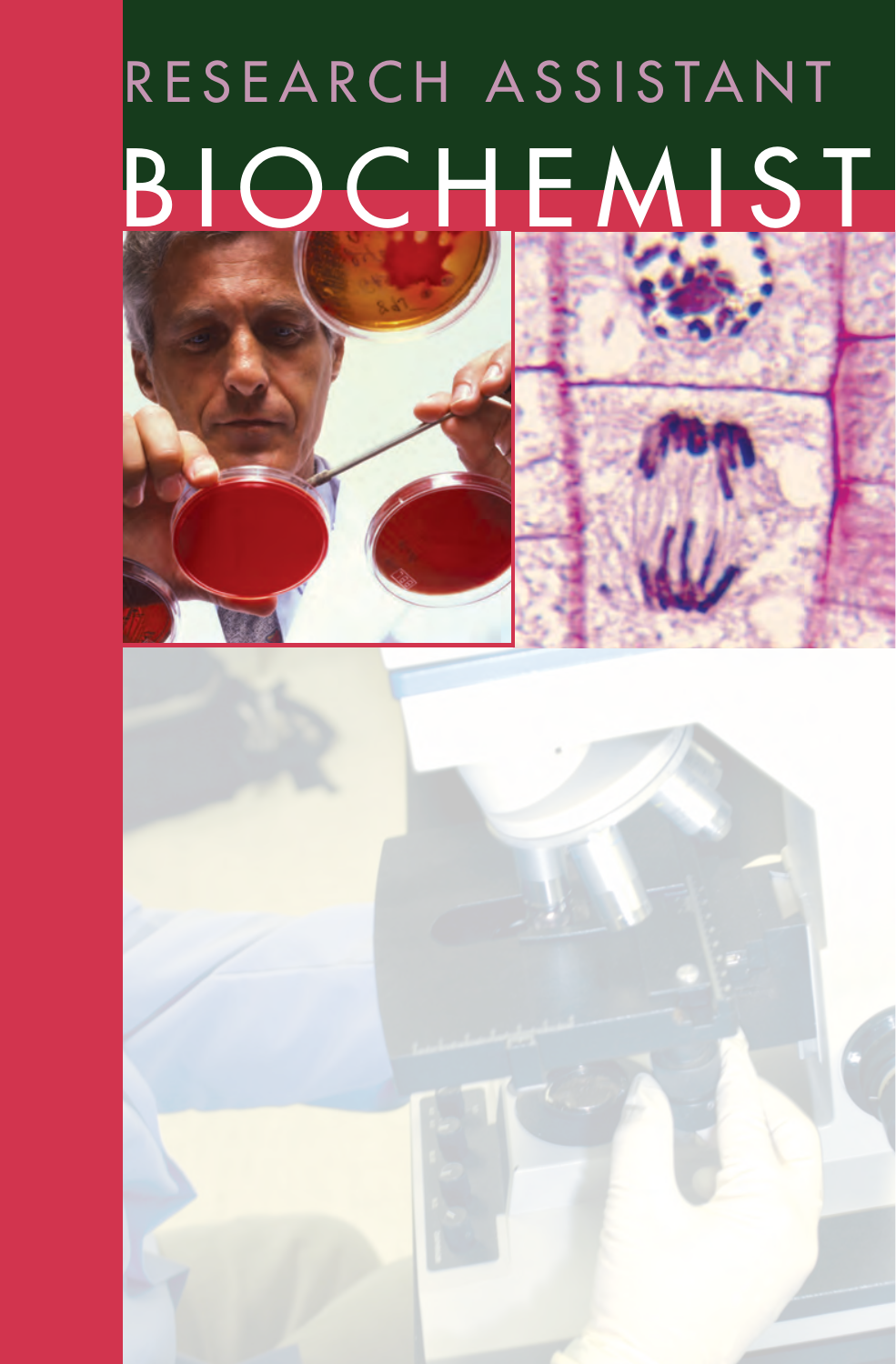# RESEARCH ASSISTANT

# BIOCHEMIST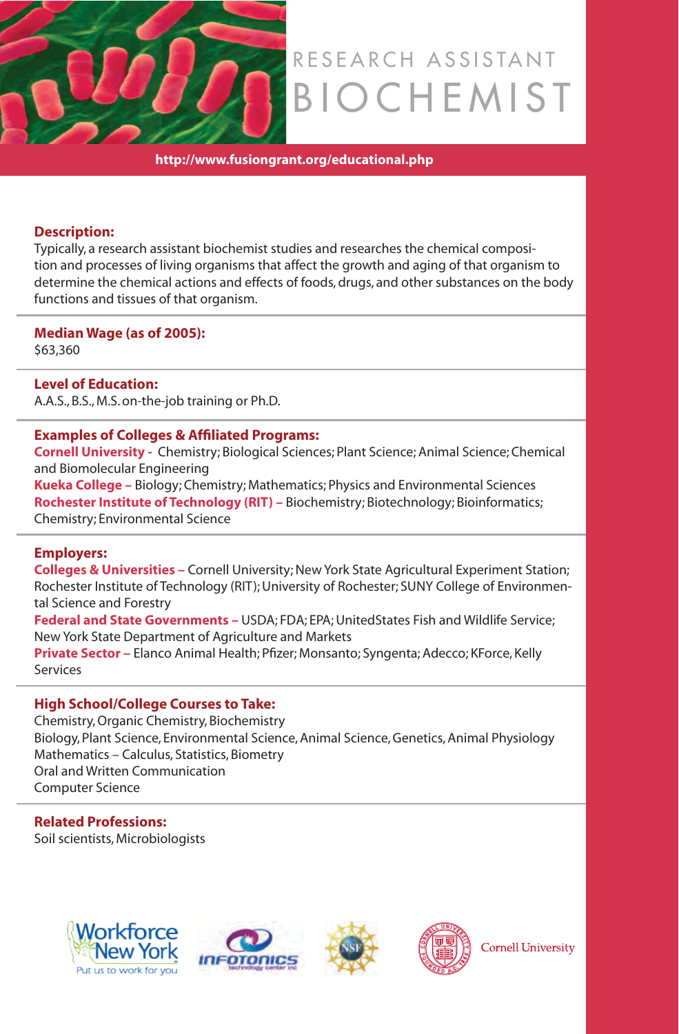# RESEARCH ASSISTANT BIOCHEMIST

http://www.fusiongrant.org/educational.php

**Description:**
Typically, a research assistant biochemist studies and researches the chemical composition and processes of living organisms that affect the growth and aging of that organism to determine the chemical actions and effects of foods, drugs, and other substances on the body functions and tissues of that organism.

**Median Wage (as of 2005):**
$63,360

**Level of Education:**
A.A.S., B.S., M.S. on-the-job training or Ph.D.

**Examples of Colleges & Affiliated Programs:**
**Cornell University -** Chemistry; Biological Sciences; Plant Science; Animal Science; Chemical and Biomolecular Engineering
**Kueka College –** Biology; Chemistry; Mathematics; Physics and Environmental Sciences
**Rochester Institute of Technology (RIT) –** Biochemistry; Biotechnology; Bioinformatics; Chemistry; Environmental Science

**Employers:**
**Colleges & Universities –** Cornell University; New York State Agricultural Experiment Station; Rochester Institute of Technology (RIT); University of Rochester; SUNY College of Environmental Science and Forestry
**Federal and State Governments –** USDA; FDA; EPA; UnitedStates Fish and Wildlife Service; New York State Department of Agriculture and Markets
**Private Sector –** Elanco Animal Health; Pfizer; Monsanto; Syngenta; Adecco; KForce, Kelly Services

**High School/College Courses to Take:**
Chemistry, Organic Chemistry, Biochemistry
Biology, Plant Science, Environmental Science, Animal Science, Genetics, Animal Physiology
Mathematics – Calculus, Statistics, Biometry
Oral and Written Communication
Computer Science

**Related Professions:**
Soil scientists, Microbiologists

Workforce New York – Put us to work for you
INFOTONICS technology center inc
NSF
Cornell University